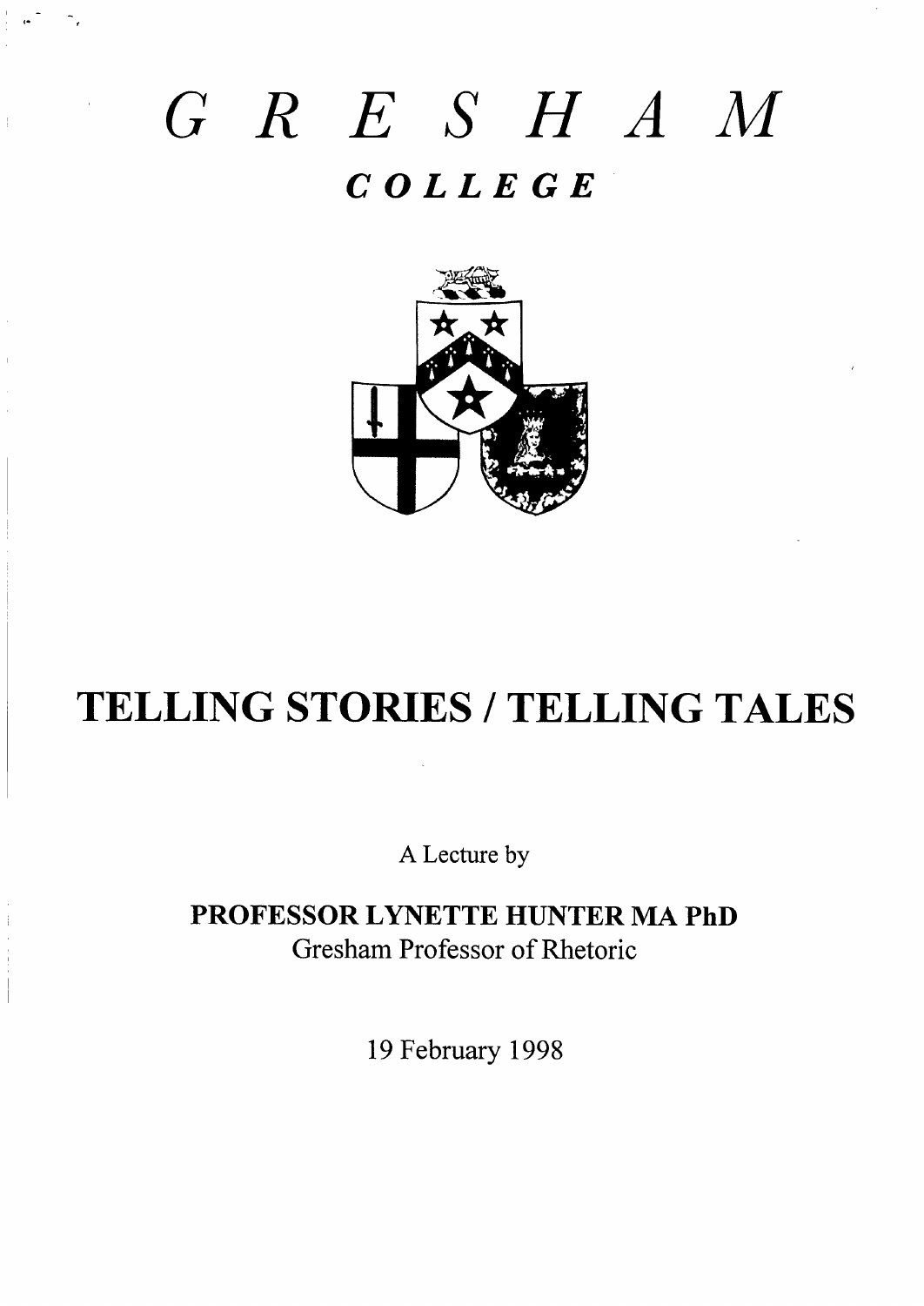# GRESHAM

## COLLEGE

# TELLING STORIES / TELLING TALES

A Lecture by

**PROFESSOR LYNETTE HUNTER MA PhD**

Gresham Professor of Rhetoric

19 February 1998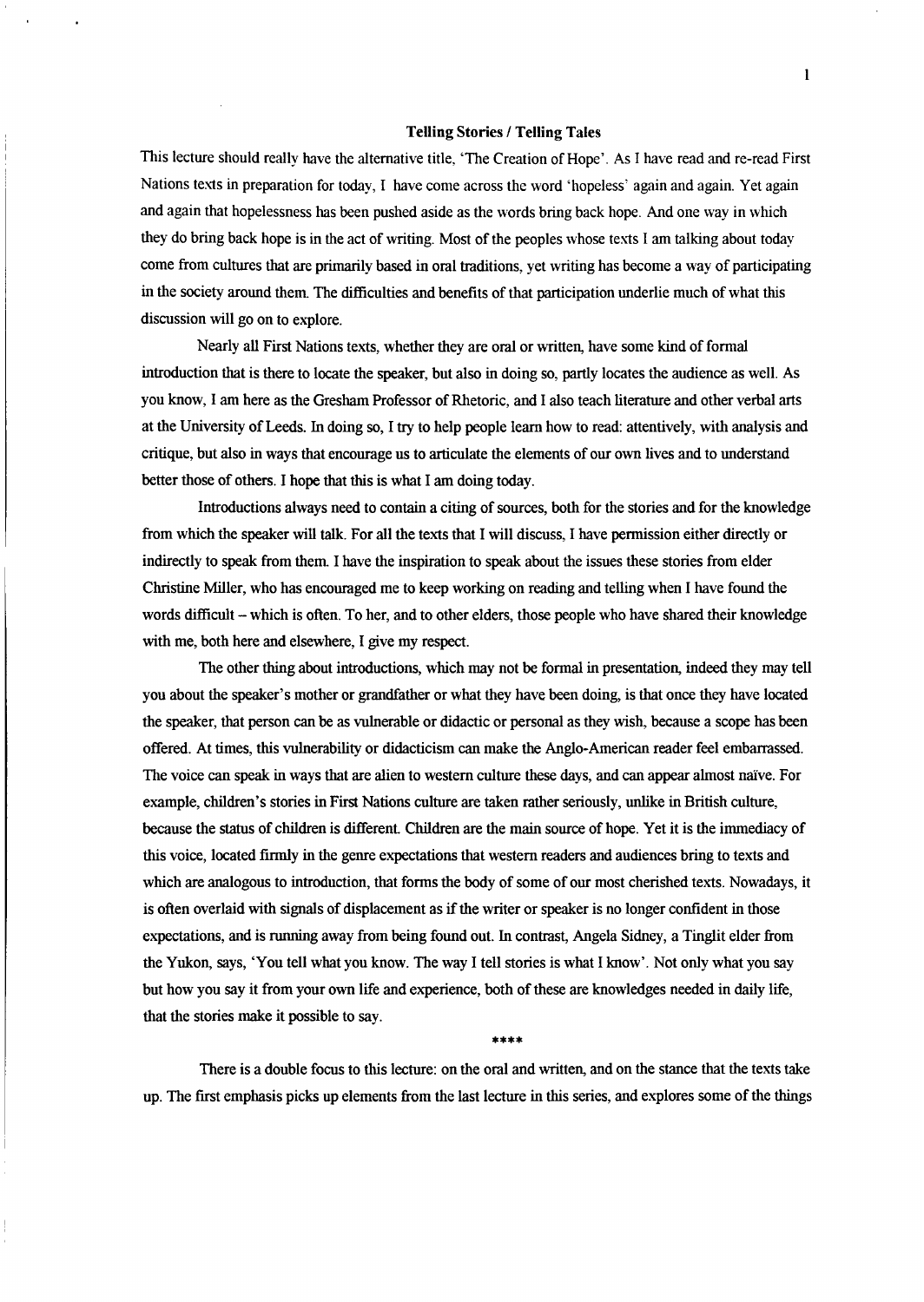## Telling Stories / Telling Tales

This lecture should really have the alternative title, 'The Creation of Hope'. As I have read and re-read First Nations texts in preparation for today, I have come across the word 'hopeless' again and again. Yet again and again that hopelessness has been pushed aside as the words bring back hope. And one way in which they do bring back hope is in the act of writing. Most of the peoples whose texts I am talking about today come from cultures that are primarily based in oral traditions, yet writing has become a way of participating in the society around them. The difficulties and benefits of that participation underlie much of what this discussion will go on to explore.

Nearly all First Nations texts, whether they are oral or written, have some kind of formal introduction that is there to locate the speaker, but also in doing so, partly locates the audience as well. As you know, I am here as the Gresham Professor of Rhetoric, and I also teach literature and other verbal arts at the University of Leeds. In doing so, I try to help people learn how to read: attentively, with analysis and critique, but also in ways that encourage us to articulate the elements of our own lives and to understand better those of others. I hope that this is what I am doing today.

Introductions always need to contain a citing of sources, both for the stories and for the knowledge from which the speaker will talk. For all the texts that I will discuss, I have permission either directly or indirectly to speak from them. I have the inspiration to speak about the issues these stories from elder Christine Miller, who has encouraged me to keep working on reading and telling when I have found the words difficult – which is often. To her, and to other elders, those people who have shared their knowledge with me, both here and elsewhere, I give my respect.

The other thing about introductions, which may not be formal in presentation, indeed they may tell you about the speaker's mother or grandfather or what they have been doing, is that once they have located the speaker, that person can be as vulnerable or didactic or personal as they wish, because a scope has been offered. At times, this vulnerability or didacticism can make the Anglo-American reader feel embarrassed. The voice can speak in ways that are alien to western culture these days, and can appear almost naïve. For example, children's stories in First Nations culture are taken rather seriously, unlike in British culture, because the status of children is different. Children are the main source of hope. Yet it is the immediacy of this voice, located firmly in the genre expectations that western readers and audiences bring to texts and which are analogous to introduction, that forms the body of some of our most cherished texts. Nowadays, it is often overlaid with signals of displacement as if the writer or speaker is no longer confident in those expectations, and is running away from being found out. In contrast, Angela Sidney, a Tinglit elder from the Yukon, says, 'You tell what you know. The way I tell stories is what I know'. Not only what you say but how you say it from your own life and experience, both of these are knowledges needed in daily life, that the stories make it possible to say.

****

There is a double focus to this lecture: on the oral and written, and on the stance that the texts take up. The first emphasis picks up elements from the last lecture in this series, and explores some of the things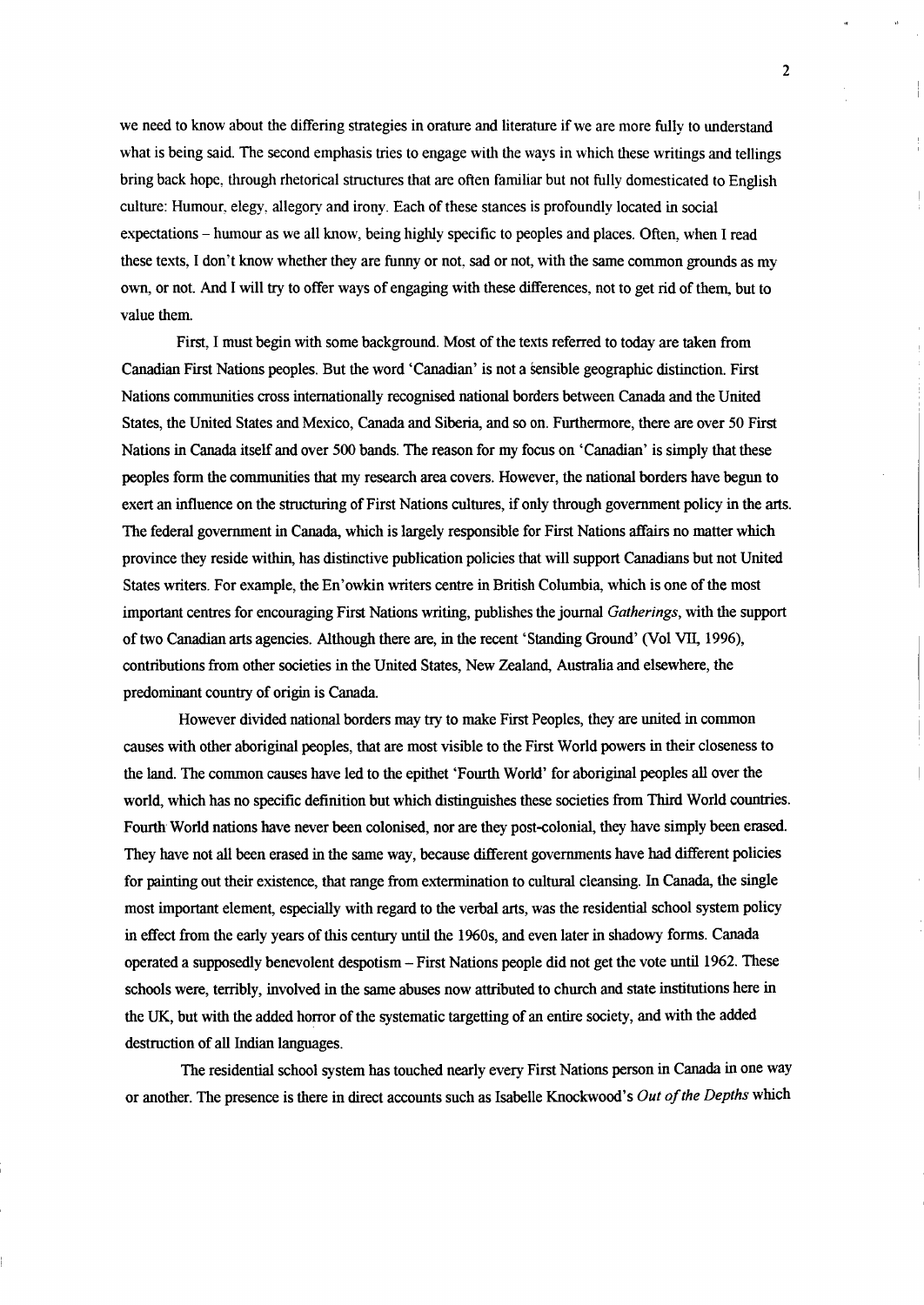we need to know about the differing strategies in orature and literature if we are more fully to understand what is being said. The second emphasis tries to engage with the ways in which these writings and tellings bring back hope, through rhetorical structures that are often familiar but not fully domesticated to English culture: Humour, elegy, allegory and irony. Each of these stances is profoundly located in social expectations – humour as we all know, being highly specific to peoples and places. Often, when I read these texts, I don't know whether they are funny or not, sad or not, with the same common grounds as my own, or not. And I will try to offer ways of engaging with these differences, not to get rid of them, but to value them.

First, I must begin with some background. Most of the texts referred to today are taken from Canadian First Nations peoples. But the word 'Canadian' is not a sensible geographic distinction. First Nations communities cross internationally recognised national borders between Canada and the United States, the United States and Mexico, Canada and Siberia, and so on. Furthermore, there are over 50 First Nations in Canada itself and over 500 bands. The reason for my focus on 'Canadian' is simply that these peoples form the communities that my research area covers. However, the national borders have begun to exert an influence on the structuring of First Nations cultures, if only through government policy in the arts. The federal government in Canada, which is largely responsible for First Nations affairs no matter which province they reside within, has distinctive publication policies that will support Canadians but not United States writers. For example, the En'owkin writers centre in British Columbia, which is one of the most important centres for encouraging First Nations writing, publishes the journal *Gatherings*, with the support of two Canadian arts agencies. Although there are, in the recent 'Standing Ground' (Vol VII, 1996), contributions from other societies in the United States, New Zealand, Australia and elsewhere, the predominant country of origin is Canada.

However divided national borders may try to make First Peoples, they are united in common causes with other aboriginal peoples, that are most visible to the First World powers in their closeness to the land. The common causes have led to the epithet 'Fourth World' for aboriginal peoples all over the world, which has no specific definition but which distinguishes these societies from Third World countries. Fourth World nations have never been colonised, nor are they post-colonial, they have simply been erased. They have not all been erased in the same way, because different governments have had different policies for painting out their existence, that range from extermination to cultural cleansing. In Canada, the single most important element, especially with regard to the verbal arts, was the residential school system policy in effect from the early years of this century until the 1960s, and even later in shadowy forms. Canada operated a supposedly benevolent despotism – First Nations people did not get the vote until 1962. These schools were, terribly, involved in the same abuses now attributed to church and state institutions here in the UK, but with the added horror of the systematic targetting of an entire society, and with the added destruction of all Indian languages.

The residential school system has touched nearly every First Nations person in Canada in one way or another. The presence is there in direct accounts such as Isabelle Knockwood's *Out of the Depths* which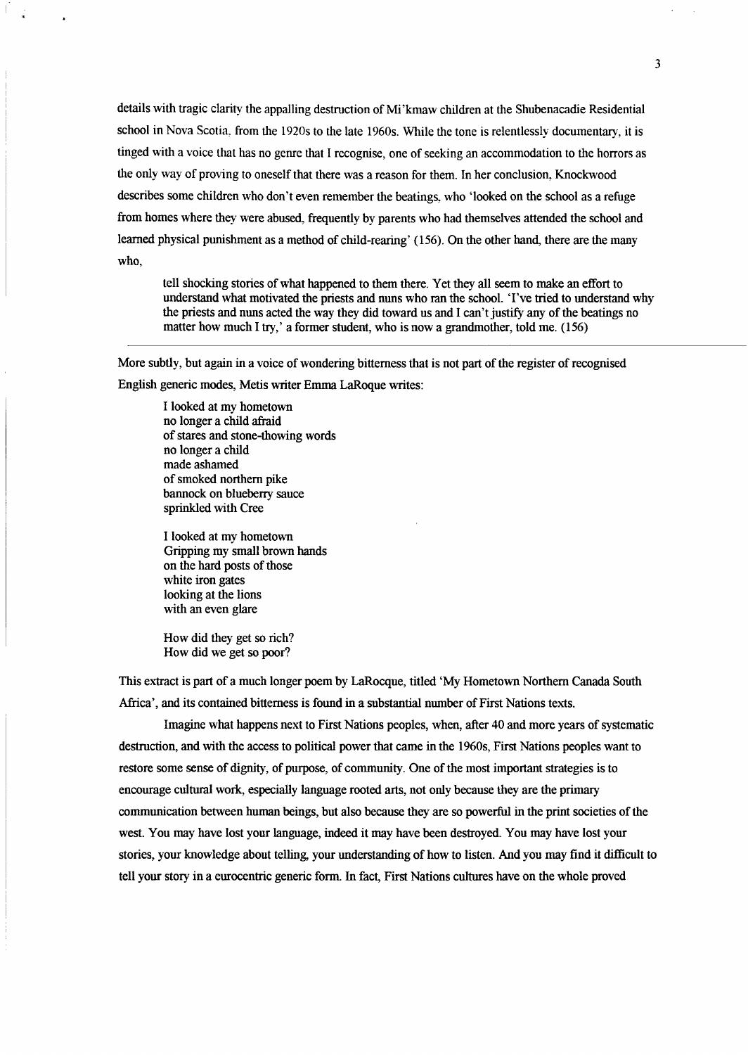details with tragic clarity the appalling destruction of Mi'kmaw children at the Shubenacadie Residential school in Nova Scotia, from the 1920s to the late 1960s. While the tone is relentlessly documentary, it is tinged with a voice that has no genre that I recognise, one of seeking an accommodation to the horrors as the only way of proving to oneself that there was a reason for them. In her conclusion, Knockwood describes some children who don't even remember the beatings, who 'looked on the school as a refuge from homes where they were abused, frequently by parents who had themselves attended the school and learned physical punishment as a method of child-rearing' (156). On the other hand, there are the many who,

> tell shocking stories of what happened to them there. Yet they all seem to make an effort to understand what motivated the priests and nuns who ran the school. 'I've tried to understand why the priests and nuns acted the way they did toward us and I can't justify any of the beatings no matter how much I try,' a former student, who is now a grandmother, told me. (156)

More subtly, but again in a voice of wondering bitterness that is not part of the register of recognised English generic modes, Metis writer Emma LaRoque writes:

> I looked at my hometown  
> no longer a child afraid  
> of stares and stone-thowing words  
> no longer a child  
> made ashamed  
> of smoked northern pike  
> bannock on blueberry sauce  
> sprinkled with Cree
>
> I looked at my hometown  
> Gripping my small brown hands  
> on the hard posts of those  
> white iron gates  
> looking at the lions  
> with an even glare
>
> How did they get so rich?  
> How did we get so poor?

This extract is part of a much longer poem by LaRocque, titled 'My Hometown Northern Canada South Africa', and its contained bitterness is found in a substantial number of First Nations texts.

Imagine what happens next to First Nations peoples, when, after 40 and more years of systematic destruction, and with the access to political power that came in the 1960s, First Nations peoples want to restore some sense of dignity, of purpose, of community. One of the most important strategies is to encourage cultural work, especially language rooted arts, not only because they are the primary communication between human beings, but also because they are so powerful in the print societies of the west. You may have lost your language, indeed it may have been destroyed. You may have lost your stories, your knowledge about telling, your understanding of how to listen. And you may find it difficult to tell your story in a eurocentric generic form. In fact, First Nations cultures have on the whole proved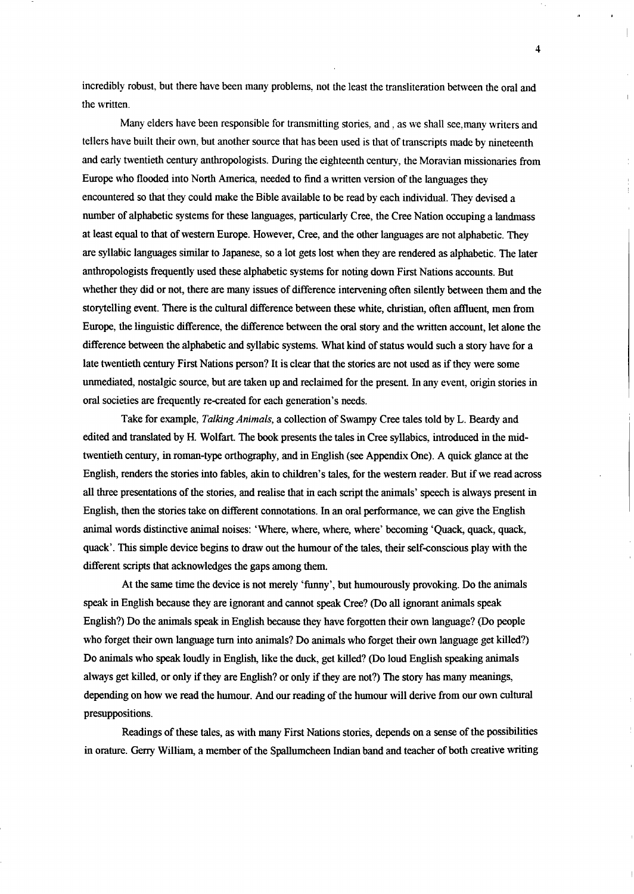incredibly robust, but there have been many problems, not the least the transliteration between the oral and the written.

Many elders have been responsible for transmitting stories, and , as we shall see,many writers and tellers have built their own, but another source that has been used is that of transcripts made by nineteenth and early twentieth century anthropologists. During the eighteenth century, the Moravian missionaries from Europe who flooded into North America, needed to find a written version of the languages they encountered so that they could make the Bible available to be read by each individual. They devised a number of alphabetic systems for these languages, particularly Cree, the Cree Nation occuping a landmass at least equal to that of western Europe. However, Cree, and the other languages are not alphabetic. They are syllabic languages similar to Japanese, so a lot gets lost when they are rendered as alphabetic. The later anthropologists frequently used these alphabetic systems for noting down First Nations accounts. But whether they did or not, there are many issues of difference intervening often silently between them and the storytelling event. There is the cultural difference between these white, christian, often affluent, men from Europe, the linguistic difference, the difference between the oral story and the written account, let alone the difference between the alphabetic and syllabic systems. What kind of status would such a story have for a late twentieth century First Nations person? It is clear that the stories are not used as if they were some unmediated, nostalgic source, but are taken up and reclaimed for the present. In any event, origin stories in oral societies are frequently re-created for each generation's needs.

Take for example, *Talking Animals*, a collection of Swampy Cree tales told by L. Beardy and edited and translated by H. Wolfart. The book presents the tales in Cree syllabics, introduced in the mid-twentieth century, in roman-type orthography, and in English (see Appendix One). A quick glance at the English, renders the stories into fables, akin to children's tales, for the western reader. But if we read across all three presentations of the stories, and realise that in each script the animals' speech is always present in English, then the stories take on different connotations. In an oral performance, we can give the English animal words distinctive animal noises: 'Where, where, where, where' becoming 'Quack, quack, quack, quack'. This simple device begins to draw out the humour of the tales, their self-conscious play with the different scripts that acknowledges the gaps among them.

At the same time the device is not merely 'funny', but humourously provoking. Do the animals speak in English because they are ignorant and cannot speak Cree? (Do all ignorant animals speak English?) Do the animals speak in English because they have forgotten their own language? (Do people who forget their own language turn into animals? Do animals who forget their own language get killed?) Do animals who speak loudly in English, like the duck, get killed? (Do loud English speaking animals always get killed, or only if they are English? or only if they are not?) The story has many meanings, depending on how we read the humour. And our reading of the humour will derive from our own cultural presuppositions.

Readings of these tales, as with many First Nations stories, depends on a sense of the possibilities in orature. Gerry William, a member of the Spallumcheen Indian band and teacher of both creative writing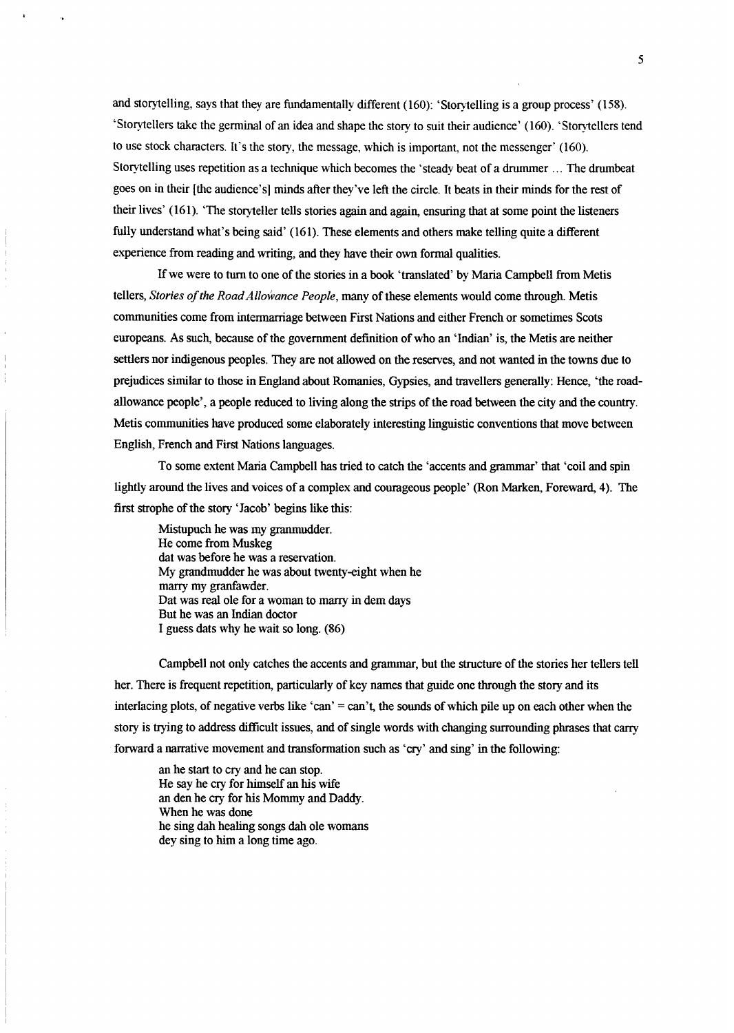and storytelling, says that they are fundamentally different (160): 'Storytelling is a group process' (158). 'Storytellers take the germinal of an idea and shape the story to suit their audience' (160). 'Storytellers tend to use stock characters. It's the story, the message, which is important, not the messenger' (160). Storytelling uses repetition as a technique which becomes the 'steady beat of a drummer ... The drumbeat goes on in their [the audience's] minds after they've left the circle. It beats in their minds for the rest of their lives' (161). 'The storyteller tells stories again and again, ensuring that at some point the listeners fully understand what's being said' (161). These elements and others make telling quite a different experience from reading and writing, and they have their own formal qualities.

If we were to turn to one of the stories in a book 'translated' by Maria Campbell from Metis tellers, *Stories of the Road Allowance People*, many of these elements would come through. Metis communities come from intermarriage between First Nations and either French or sometimes Scots europeans. As such, because of the government definition of who an 'Indian' is, the Metis are neither settlers nor indigenous peoples. They are not allowed on the reserves, and not wanted in the towns due to prejudices similar to those in England about Romanies, Gypsies, and travellers generally: Hence, 'the road-allowance people', a people reduced to living along the strips of the road between the city and the country. Metis communities have produced some elaborately interesting linguistic conventions that move between English, French and First Nations languages.

To some extent Maria Campbell has tried to catch the 'accents and grammar' that 'coil and spin lightly around the lives and voices of a complex and courageous people' (Ron Marken, Foreward, 4). The first strophe of the story 'Jacob' begins like this:

> Mistupuch he was my granmudder.
> He come from Muskeg
> dat was before he was a reservation.
> My grandmudder he was about twenty-eight when he
> marry my granfawder.
> Dat was real ole for a woman to marry in dem days
> But he was an Indian doctor
> I guess dats why he wait so long. (86)

Campbell not only catches the accents and grammar, but the structure of the stories her tellers tell her. There is frequent repetition, particularly of key names that guide one through the story and its interlacing plots, of negative verbs like 'can' = can't, the sounds of which pile up on each other when the story is trying to address difficult issues, and of single words with changing surrounding phrases that carry forward a narrative movement and transformation such as 'cry' and sing' in the following:

> an he start to cry and he can stop.
> He say he cry for himself an his wife
> an den he cry for his Mommy and Daddy.
> When he was done
> he sing dah healing songs dah ole womans
> dey sing to him a long time ago.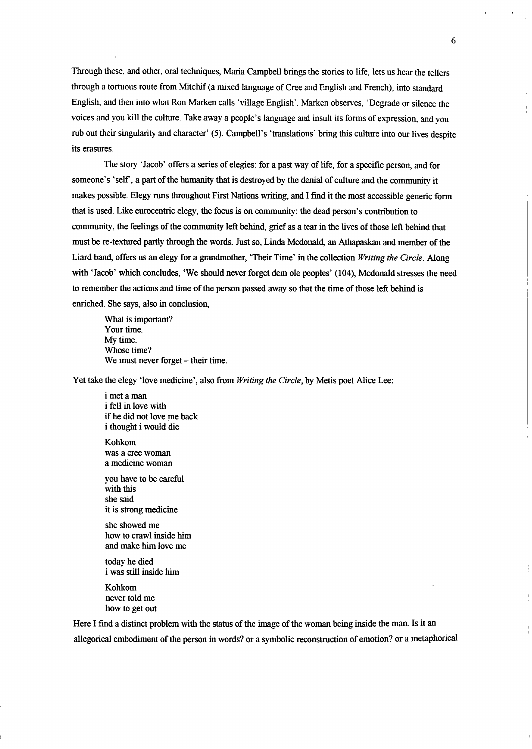Through these, and other, oral techniques, Maria Campbell brings the stories to life, lets us hear the tellers through a tortuous route from Mitchif (a mixed language of Cree and English and French), into standard English, and then into what Ron Marken calls 'village English'. Marken observes, 'Degrade or silence the voices and you kill the culture. Take away a people's language and insult its forms of expression, and you rub out their singularity and character' (5). Campbell's 'translations' bring this culture into our lives despite its erasures.

The story 'Jacob' offers a series of elegies: for a past way of life, for a specific person, and for someone's 'self', a part of the humanity that is destroyed by the denial of culture and the community it makes possible. Elegy runs throughout First Nations writing, and I find it the most accessible generic form that is used. Like eurocentric elegy, the focus is on community: the dead person's contribution to community, the feelings of the community left behind, grief as a tear in the lives of those left behind that must be re-textured partly through the words. Just so, Linda Mcdonald, an Athapaskan and member of the Liard band, offers us an elegy for a grandmother, 'Their Time' in the collection *Writing the Circle*. Along with 'Jacob' which concludes, 'We should never forget dem ole peoples' (104), Mcdonald stresses the need to remember the actions and time of the person passed away so that the time of those left behind is enriched. She says, also in conclusion,

> What is important?
> Your time.
> My time.
> Whose time?
> We must never forget – their time.

Yet take the elegy 'love medicine', also from *Writing the Circle*, by Metis poet Alice Lee:

> i met a man
> i fell in love with
> if he did not love me back
> i thought i would die
>
> Kohkom
> was a cree woman
> a medicine woman
>
> you have to be careful
> with this
> she said
> it is strong medicine
>
> she showed me
> how to crawl inside him
> and make him love me
>
> today he died
> i was still inside him
>
> Kohkom
> never told me
> how to get out

Here I find a distinct problem with the status of the image of the woman being inside the man. Is it an allegorical embodiment of the person in words? or a symbolic reconstruction of emotion? or a metaphorical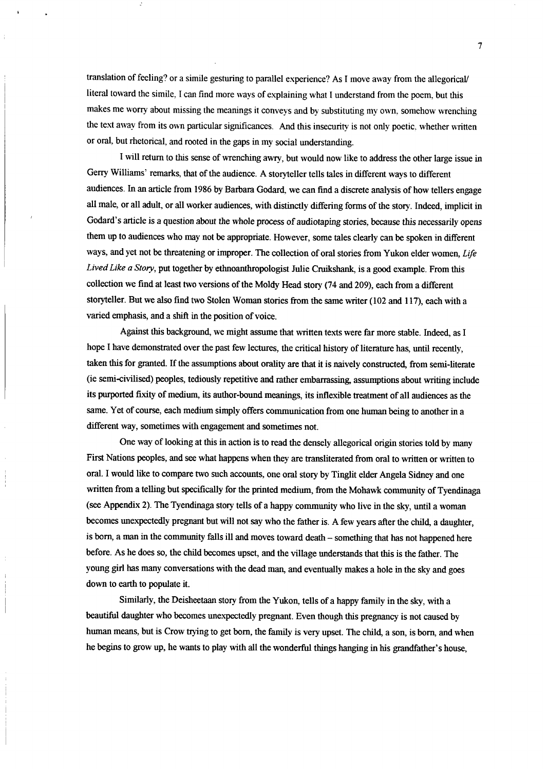translation of feeling? or a simile gesturing to parallel experience? As I move away from the allegorical/ literal toward the simile, I can find more ways of explaining what I understand from the poem, but this makes me worry about missing the meanings it conveys and by substituting my own, somehow wrenching the text away from its own particular significances. And this insecurity is not only poetic, whether written or oral, but rhetorical, and rooted in the gaps in my social understanding.

I will return to this sense of wrenching awry, but would now like to address the other large issue in Gerry Williams' remarks, that of the audience. A storyteller tells tales in different ways to different audiences. In an article from 1986 by Barbara Godard, we can find a discrete analysis of how tellers engage all male, or all adult, or all worker audiences, with distinctly differing forms of the story. Indeed, implicit in Godard's article is a question about the whole process of audiotaping stories, because this necessarily opens them up to audiences who may not be appropriate. However, some tales clearly can be spoken in different ways, and yet not be threatening or improper. The collection of oral stories from Yukon elder women, *Life Lived Like a Story*, put together by ethnoanthropologist Julie Cruikshank, is a good example. From this collection we find at least two versions of the Moldy Head story (74 and 209), each from a different storyteller. But we also find two Stolen Woman stories from the same writer (102 and 117), each with a varied emphasis, and a shift in the position of voice.

Against this background, we might assume that written texts were far more stable. Indeed, as I hope I have demonstrated over the past few lectures, the critical history of literature has, until recently, taken this for granted. If the assumptions about orality are that it is naively constructed, from semi-literate (ie semi-civilised) peoples, tediously repetitive and rather embarrassing, assumptions about writing include its purported fixity of medium, its author-bound meanings, its inflexible treatment of all audiences as the same. Yet of course, each medium simply offers communication from one human being to another in a different way, sometimes with engagement and sometimes not.

One way of looking at this in action is to read the densely allegorical origin stories told by many First Nations peoples, and see what happens when they are transliterated from oral to written or written to oral. I would like to compare two such accounts, one oral story by Tinglit elder Angela Sidney and one written from a telling but specifically for the printed medium, from the Mohawk community of Tyendinaga (see Appendix 2). The Tyendinaga story tells of a happy community who live in the sky, until a woman becomes unexpectedly pregnant but will not say who the father is. A few years after the child, a daughter, is born, a man in the community falls ill and moves toward death – something that has not happened here before. As he does so, the child becomes upset, and the village understands that this is the father. The young girl has many conversations with the dead man, and eventually makes a hole in the sky and goes down to earth to populate it.

Similarly, the Deisheetaan story from the Yukon, tells of a happy family in the sky, with a beautiful daughter who becomes unexpectedly pregnant. Even though this pregnancy is not caused by human means, but is Crow trying to get born, the family is very upset. The child, a son, is born, and when he begins to grow up, he wants to play with all the wonderful things hanging in his grandfather's house,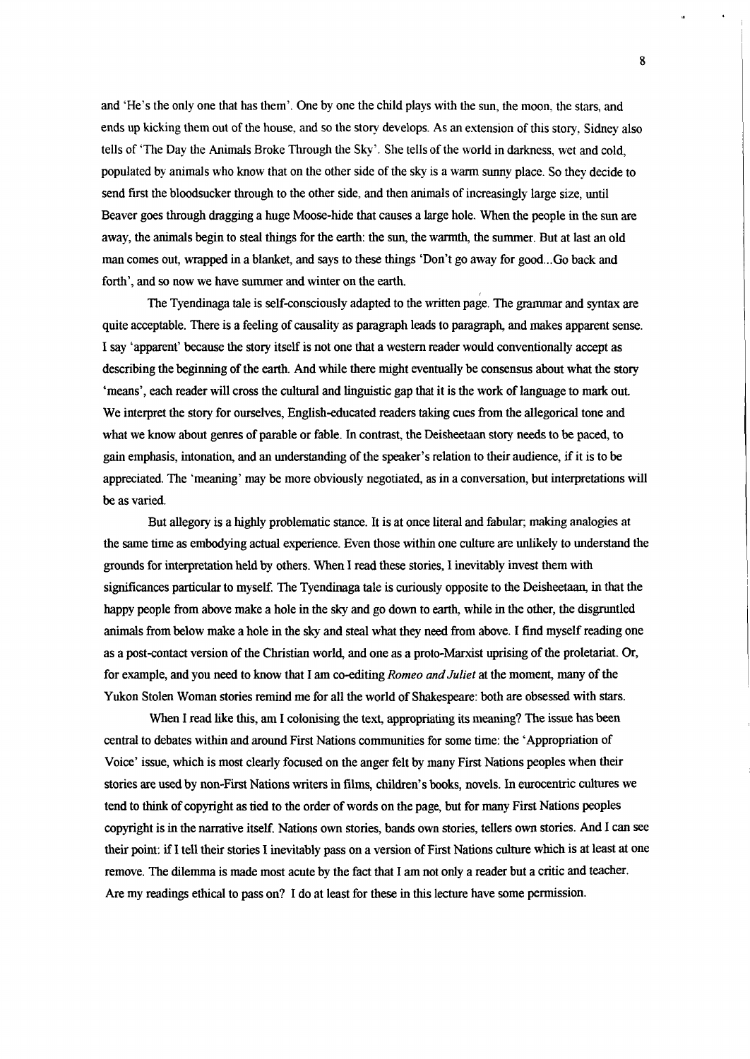and 'He's the only one that has them'. One by one the child plays with the sun, the moon, the stars, and ends up kicking them out of the house, and so the story develops. As an extension of this story, Sidney also tells of 'The Day the Animals Broke Through the Sky'. She tells of the world in darkness, wet and cold, populated by animals who know that on the other side of the sky is a warm sunny place. So they decide to send first the bloodsucker through to the other side, and then animals of increasingly large size, until Beaver goes through dragging a huge Moose-hide that causes a large hole. When the people in the sun are away, the animals begin to steal things for the earth: the sun, the warmth, the summer. But at last an old man comes out, wrapped in a blanket, and says to these things 'Don't go away for good...Go back and forth', and so now we have summer and winter on the earth.

The Tyendinaga tale is self-consciously adapted to the written page. The grammar and syntax are quite acceptable. There is a feeling of causality as paragraph leads to paragraph, and makes apparent sense. I say 'apparent' because the story itself is not one that a western reader would conventionally accept as describing the beginning of the earth. And while there might eventually be consensus about what the story 'means', each reader will cross the cultural and linguistic gap that it is the work of language to mark out. We interpret the story for ourselves, English-educated readers taking cues from the allegorical tone and what we know about genres of parable or fable. In contrast, the Deisheetaan story needs to be paced, to gain emphasis, intonation, and an understanding of the speaker's relation to their audience, if it is to be appreciated. The 'meaning' may be more obviously negotiated, as in a conversation, but interpretations will be as varied.

But allegory is a highly problematic stance. It is at once literal and fabular; making analogies at the same time as embodying actual experience. Even those within one culture are unlikely to understand the grounds for interpretation held by others. When I read these stories, I inevitably invest them with significances particular to myself. The Tyendinaga tale is curiously opposite to the Deisheetaan, in that the happy people from above make a hole in the sky and go down to earth, while in the other, the disgruntled animals from below make a hole in the sky and steal what they need from above. I find myself reading one as a post-contact version of the Christian world, and one as a proto-Marxist uprising of the proletariat. Or, for example, and you need to know that I am co-editing *Romeo and Juliet* at the moment, many of the Yukon Stolen Woman stories remind me for all the world of Shakespeare: both are obsessed with stars.

When I read like this, am I colonising the text, appropriating its meaning? The issue has been central to debates within and around First Nations communities for some time: the 'Appropriation of Voice' issue, which is most clearly focused on the anger felt by many First Nations peoples when their stories are used by non-First Nations writers in films, children's books, novels. In eurocentric cultures we tend to think of copyright as tied to the order of words on the page, but for many First Nations peoples copyright is in the narrative itself. Nations own stories, bands own stories, tellers own stories. And I can see their point: if I tell their stories I inevitably pass on a version of First Nations culture which is at least at one remove. The dilemma is made most acute by the fact that I am not only a reader but a critic and teacher. Are my readings ethical to pass on? I do at least for these in this lecture have some permission.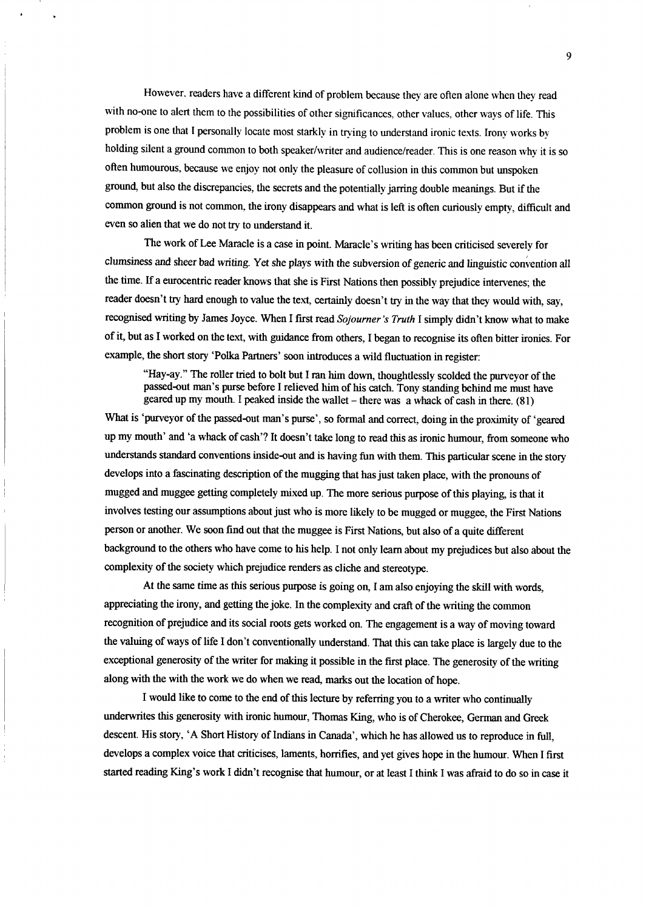However, readers have a different kind of problem because they are often alone when they read with no-one to alert them to the possibilities of other significances, other values, other ways of life. This problem is one that I personally locate most starkly in trying to understand ironic texts. Irony works by holding silent a ground common to both speaker/writer and audience/reader. This is one reason why it is so often humourous, because we enjoy not only the pleasure of collusion in this common but unspoken ground, but also the discrepancies, the secrets and the potentially jarring double meanings. But if the common ground is not common, the irony disappears and what is left is often curiously empty, difficult and even so alien that we do not try to understand it.

The work of Lee Maracle is a case in point. Maracle's writing has been criticised severely for clumsiness and sheer bad writing. Yet she plays with the subversion of generic and linguistic convention all the time. If a eurocentric reader knows that she is First Nations then possibly prejudice intervenes; the reader doesn't try hard enough to value the text, certainly doesn't try in the way that they would with, say, recognised writing by James Joyce. When I first read *Sojourner's Truth* I simply didn't know what to make of it, but as I worked on the text, with guidance from others, I began to recognise its often bitter ironies. For example, the short story 'Polka Partners' soon introduces a wild fluctuation in register:

> "Hay-ay." The roller tried to bolt but I ran him down, thoughtlessly scolded the purveyor of the passed-out man's purse before I relieved him of his catch. Tony standing behind me must have geared up my mouth. I peaked inside the wallet – there was a whack of cash in there. (81)

What is 'purveyor of the passed-out man's purse', so formal and correct, doing in the proximity of 'geared up my mouth' and 'a whack of cash'? It doesn't take long to read this as ironic humour, from someone who understands standard conventions inside-out and is having fun with them. This particular scene in the story develops into a fascinating description of the mugging that has just taken place, with the pronouns of mugged and muggee getting completely mixed up. The more serious purpose of this playing, is that it involves testing our assumptions about just who is more likely to be mugged or muggee, the First Nations person or another. We soon find out that the muggee is First Nations, but also of a quite different background to the others who have come to his help. I not only learn about my prejudices but also about the complexity of the society which prejudice renders as cliche and stereotype.

At the same time as this serious purpose is going on, I am also enjoying the skill with words, appreciating the irony, and getting the joke. In the complexity and craft of the writing the common recognition of prejudice and its social roots gets worked on. The engagement is a way of moving toward the valuing of ways of life I don't conventionally understand. That this can take place is largely due to the exceptional generosity of the writer for making it possible in the first place. The generosity of the writing along with the with the work we do when we read, marks out the location of hope.

I would like to come to the end of this lecture by referring you to a writer who continually underwrites this generosity with ironic humour, Thomas King, who is of Cherokee, German and Greek descent. His story, 'A Short History of Indians in Canada', which he has allowed us to reproduce in full, develops a complex voice that criticises, laments, horrifies, and yet gives hope in the humour. When I first started reading King's work I didn't recognise that humour, or at least I think I was afraid to do so in case it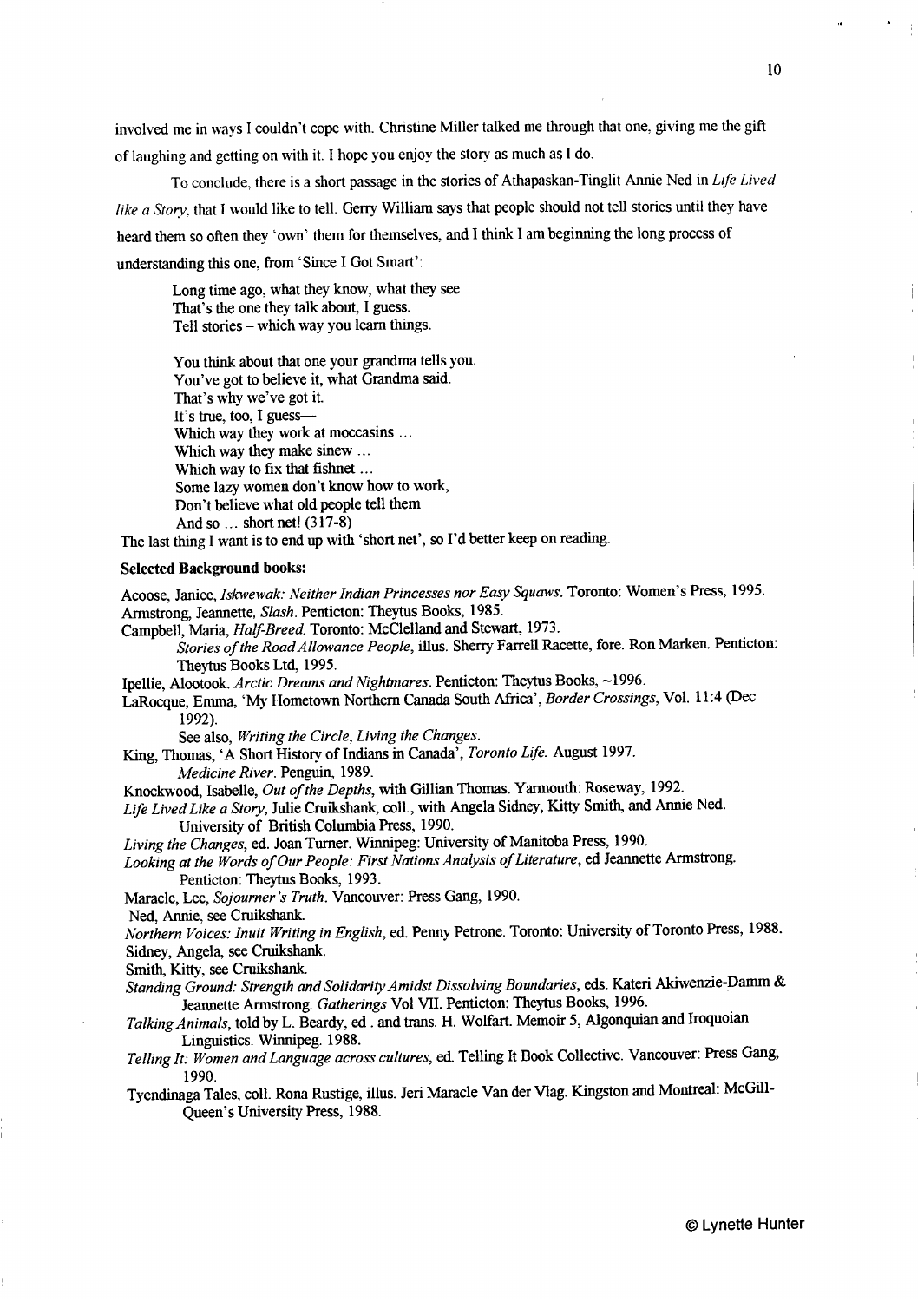involved me in ways I couldn't cope with. Christine Miller talked me through that one, giving me the gift of laughing and getting on with it. I hope you enjoy the story as much as I do.

To conclude, there is a short passage in the stories of Athapaskan-Tinglit Annie Ned in *Life Lived like a Story*, that I would like to tell. Gerry William says that people should not tell stories until they have heard them so often they 'own' them for themselves, and I think I am beginning the long process of understanding this one, from 'Since I Got Smart':

> Long time ago, what they know, what they see
> That's the one they talk about, I guess.
> Tell stories – which way you learn things.
>
> You think about that one your grandma tells you.
> You've got to believe it, what Grandma said.
> That's why we've got it.
> It's true, too, I guess—
> Which way they work at moccasins …
> Which way they make sinew …
> Which way to fix that fishnet …
> Some lazy women don't know how to work,
> Don't believe what old people tell them
> And so … short net! (317-8)

The last thing I want is to end up with 'short net', so I'd better keep on reading.

**Selected Background books:**

Acoose, Janice, *Iskwewak: Neither Indian Princesses nor Easy Squaws*. Toronto: Women's Press, 1995.
Armstrong, Jeannette, *Slash*. Penticton: Theytus Books, 1985.
Campbell, Maria, *Half-Breed*. Toronto: McClelland and Stewart, 1973.
    *Stories of the Road Allowance People*, illus. Sherry Farrell Racette, fore. Ron Marken. Penticton: Theytus Books Ltd, 1995.
Ipellie, Alootook. *Arctic Dreams and Nightmares*. Penticton: Theytus Books, ~1996.
LaRocque, Emma, 'My Hometown Northern Canada South Africa', *Border Crossings*, Vol. 11:4 (Dec 1992).
    See also, *Writing the Circle, Living the Changes*.
King, Thomas, 'A Short History of Indians in Canada', *Toronto Life*. August 1997.
    *Medicine River*. Penguin, 1989.
Knockwood, Isabelle, *Out of the Depths*, with Gillian Thomas. Yarmouth: Roseway, 1992.
*Life Lived Like a Story*, Julie Cruikshank, coll., with Angela Sidney, Kitty Smith, and Annie Ned. University of British Columbia Press, 1990.
*Living the Changes*, ed. Joan Turner. Winnipeg: University of Manitoba Press, 1990.
*Looking at the Words of Our People: First Nations Analysis of Literature*, ed Jeannette Armstrong. Penticton: Theytus Books, 1993.
Maracle, Lee, *Sojourner's Truth*. Vancouver: Press Gang, 1990.
Ned, Annie, see Cruikshank.
*Northern Voices: Inuit Writing in English*, ed. Penny Petrone. Toronto: University of Toronto Press, 1988.
Sidney, Angela, see Cruikshank.
Smith, Kitty, see Cruikshank.
*Standing Ground: Strength and Solidarity Amidst Dissolving Boundaries*, eds. Kateri Akiwenzie-Damm & Jeannette Armstrong. *Gatherings* Vol VII. Penticton: Theytus Books, 1996.
*Talking Animals*, told by L. Beardy, ed . and trans. H. Wolfart. Memoir 5, Algonquian and Iroquoian Linguistics. Winnipeg. 1988.
*Telling It: Women and Language across cultures*, ed. Telling It Book Collective. Vancouver: Press Gang, 1990.
Tyendinaga Tales, coll. Rona Rustige, illus. Jeri Maracle Van der Vlag. Kingston and Montreal: McGill-Queen's University Press, 1988.

© Lynette Hunter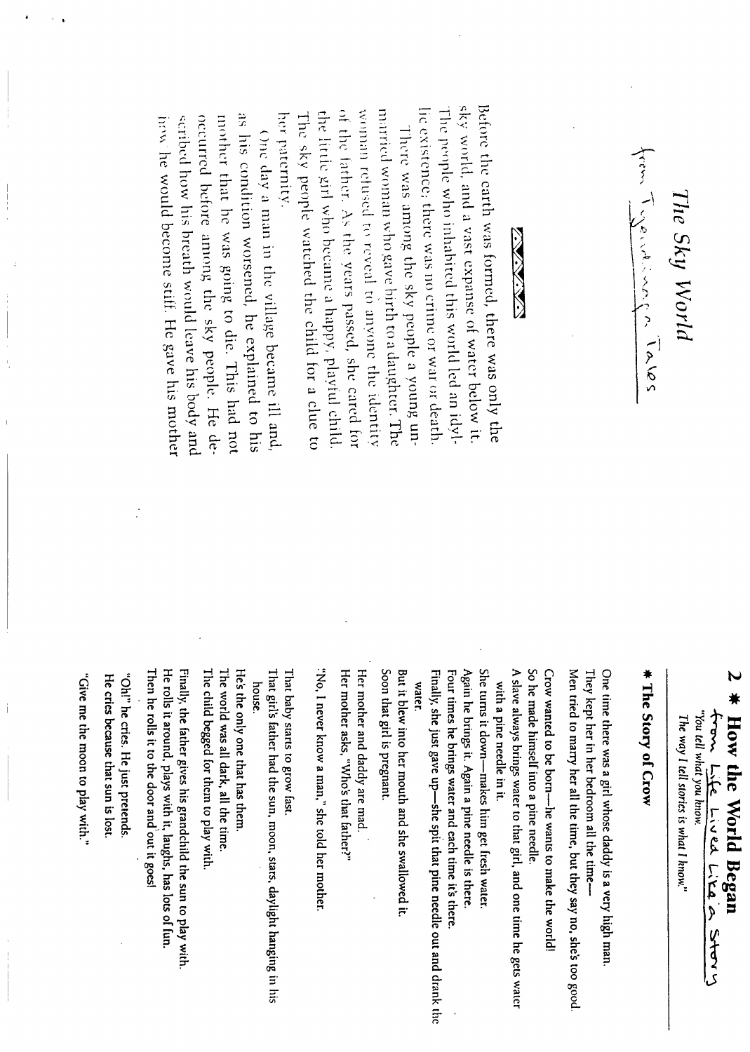# The Sky World

from Tyendinaga Tales

Before the earth was formed, there was only the sky world, and a vast expanse of water below it. The people who inhabited this world led an idyllic existence; there was no crime or war or death.

There was among the sky people a young unmarried woman who gave birth to a daughter. The woman refused to reveal to anyone the identity of the father. As the years passed, she cared for the little girl who became a happy, playful child. The sky people watched the child for a clue to her paternity.

One day a man in the village became ill and, as his condition worsened, he explained to his mother that he was going to die. This had not occurred before among the sky people. He described how his breath would leave his body and how he would become stiff. He gave his mother

# 2 * How the World Began

from Life Lived Like a Story

*"You tell what you know.*
*The way I tell stories is what I know."*

## * The Story of Crow

One time there was a girl whose daddy is a very high man.
They kept her in her bedroom all the time—
Men tried to marry her all the time, but they say no, she's too good.

Crow wanted to be born—he wants to make the world!
So he made himself into a pine needle.
A slave always brings water to that girl, and one time he gets water with a pine needle in it.
She turns it down—makes him get fresh water.
Again he brings it. Again a pine needle is there.
Four times he brings water and each time it's there.
Finally, she just gave up—she spit that pine needle out and drank the water.
But it blew into her mouth and she swallowed it.
Soon that girl is pregnant.

Her mother and daddy are mad.
Her mother asks, "Who's that father?"
"No, I never know a man," she told her mother.

That baby starts to grow fast.
That girl's father had the sun, moon, stars, daylight hanging in his house.
He's the only one that has them.
The world was all dark, all the time.
The child begged for them to play with.

Finally, the father gives his grandchild the sun to play with.
He rolls it around, plays with it, laughs, has lots of fun.
Then he rolls it to the door and out it goes!

"Oh!" he cries. He just pretends.
He cries because that sun is lost.

"Give me the moon to play with."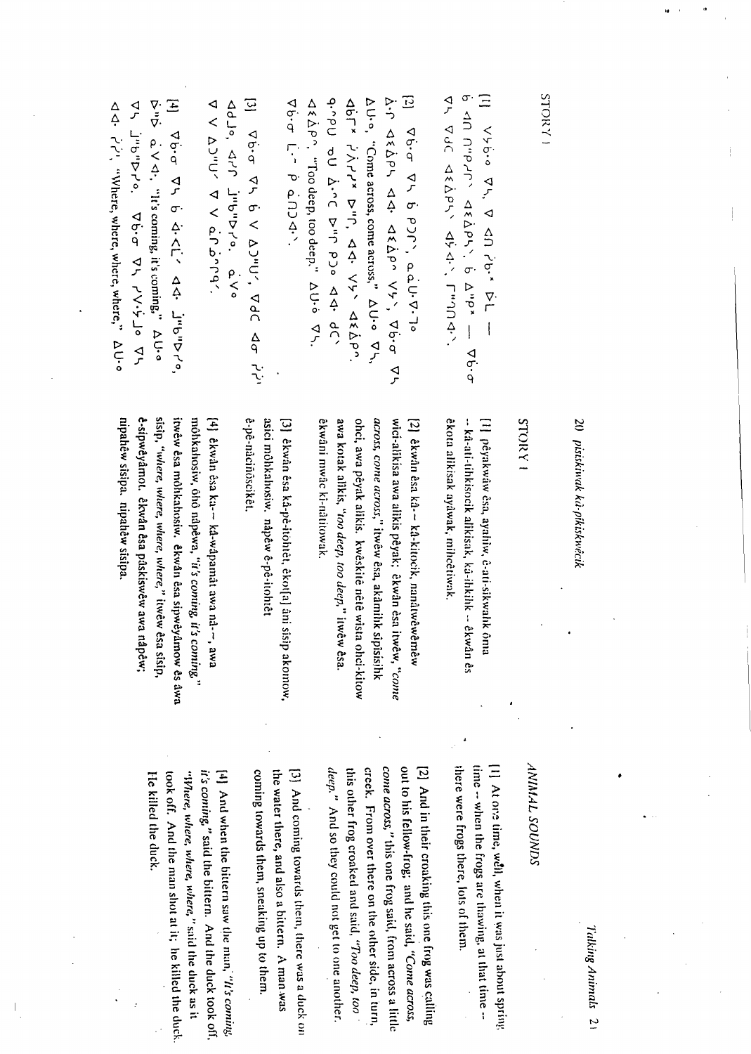STORY 1

[1] ᐯᔭᑳᐤ ᐁᓴ, ᐁ ᐊᑎ ᓰᑳᕽ ᐆᒪ —
ᑳ ᐊᑎ ᑎᐦᑭᓯᒋᐠ ᐊᔦᐲᓯᐠ, ᑳ ᐃᐦᑭᐠ — ᐁᑳᐎᓂ
ᐁᓴ ᐁᑯᑕ ᐊᔦᐲᓯᐠ ᐊᔮᐚᐠ, ᒥᐦᒉᑎᐙᐠ.

[2] ᐁᑳᐎᓂ ᐁᓴ ᑳ ᑭᑐᒋᐠ, ᓇᓈᐌᐌᒥᐤ
ᐐᒋ ᐊᔦᐲᓯᓴ ᐊᐘ ᐊᔦᐲᐢ ᐯᔭᐠ, ᐁᑳᐎᓂ ᐁᓴ
ᐃᑌᐤ, "Come across, come across," ᐃᑌᐤ ᐁᓴ,
ᐊᑳᒥᕽ ᓰᐱᓯᓯᕽ ᐅᐦᒋ, ᐊᐘ ᐯᔭᐠ ᐊᔦᐲᐢ.
ᑫᐧᐢᑭᑌ ᓀᑌ ᐎᐢᑕ ᐅᐦᒋ ᑭᑐᐤ ᐊᐘ ᑯᑕᐠ
ᐊᔦᐲᐢ, "Too deep, too deep," ᐃᑌᐤ ᐁᓴ.
ᐁᑳᐎᓂ ᒣᐧᐋᐨ ᑭ ᓈᑎᑐᐘᐠ.

[3] ᐁᑳᐎᓂ ᐁᓴ ᑳ ᐯ ᐃᑐᐦᑌᐟ, ᐁᑯᑕ ᐊᓂ ᓰᓰᑊ
ᐊᑯᓄᐤ, ᐊᓯᒋ ᒨᐦᑳᐦᐅᓯᐤ. ᓈᐯᐤ
ᐁ ᐯ ᐃᑐᐦᑌᐟ ᐁ ᐯ ᓈᒋᓈᐢᑯᓯᒋᐠ.

[4] ᐁᑳᐎᓂ ᐁᓴ ᑳ ᐚᐸᒫᐟ ᐊᐘ ᒨᐦᑳᐦᐅᓯᐤ,
ᐆᐦᐅ ᓈᐯᐘ, "It's coming, it's coming," ᐃᑌᐤ
ᐁᓴ ᒨᐦᑳᐦᐅᓯᐤ. ᐁᑳᐎᓂ ᐁᓴ ᓰᐱᐧᐋᔨᒧᐤ ᐁᓴ
ᐊᐘ ᓰᓰᑊ, "Where, where, where, where," ᐃᑌᐤ

STORY 1

[1] pêyakwâw êsa, ayahiw, ê-ati-sîkwahk ôma -- kâ-ati-tihkisocik alikisak, kâ-ihkik -- êkwân ês êkota alikisak ayâwak, mihcêtiwak.

[2] êkwân êsa kâ- -- kâ-kitocik, nanâtwêwêmêw wîci-alikisa awa alikis pêyak; êkwân êsa itwêw, "*come across, come across,*" itwêw êsa, akâmihk sîpisisihk ohci, awa pêyak alikis. kwêskitê nêtê wîsta ohci-kitow awa kotak alikis, "*too deep, too deep,*" itwêw êsa. êkwâni mwâc ki-nâtitowak.

[3] êkwân êsa kâ-pê-itohtêt, êko[ta] âni sîsîp akonow, asici môhkahosiw. nâpêw ê-pê-itohtêt ê-pê-nâciiôscikêt.

[4] êkwân êsa ka-- kâ-wâpamât awa nâ--, awa môhkahosiw, ôhô nâpêwa, "*it's coming, it's coming,*" itwêw êsa môhkahosiw. êkwân êsa sipwêyâmow ês âwa sîsîp, "*where, where, where, where,*" itwêw êsa sîsîp, ê-sipwêyâmot. êkwân êsa pâskiswêw awa nâpêw; nipahêw sîsîpa. nipahêw sîsîpa.

ANIMAL SOUNDS

[1] At one time, well, when it was just about spring time -- when the frogs are thawing, at that time -- there were frogs there, lots of them.

[2] And in their croaking this one frog was calling out to his fellow-frog; and he said, "*Come across, come across,*" this one frog said, from across a little creek. From over there on the other side, in turn, this other frog croaked and said, "*Too deep, too deep.*" And so they could not get to one another.

[3] And coming towards them, there was a duck on the water there, and also a bittern. A man was coming towards them, sneaking up to them.

[4] And when the bittern saw the man, "*It's coming, it's coming,*" said the bittern. And the duck took off, "*Where, where, where, where,*" said the duck as it took off. And the man shot at it; he killed the duck. He killed the duck.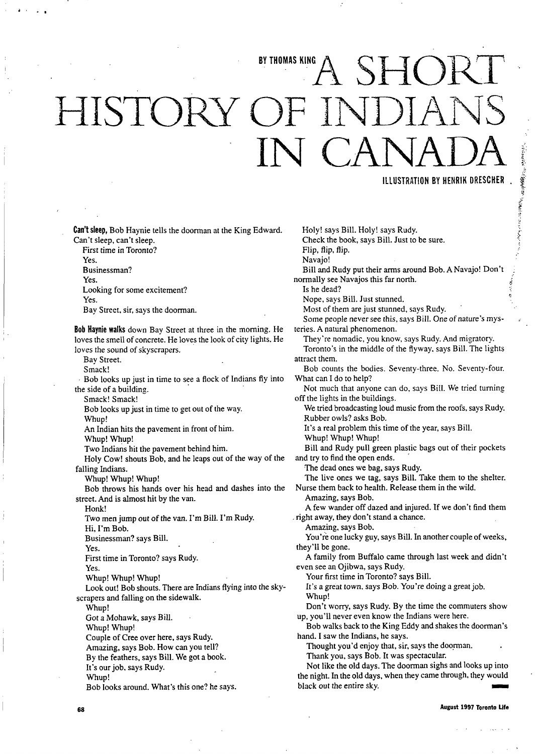BY THOMAS KING

# A SHORT HISTORY OF INDIANS IN CANADA

ILLUSTRATION BY HENRIK DRESCHER

**Can't sleep,** Bob Haynie tells the doorman at the King Edward. Can't sleep, can't sleep.

First time in Toronto?

Yes.

Businessman?

Yes.

Looking for some excitement?

Yes.

Bay Street, sir, says the doorman.

**Bob Haynie walks** down Bay Street at three in the morning. He loves the smell of concrete. He loves the look of city lights. He loves the sound of skyscrapers.

Bay Street.

Smack!

Bob looks up just in time to see a flock of Indians fly into the side of a building.

Smack! Smack!

Bob looks up just in time to get out of the way.

Whup!

An Indian hits the pavement in front of him.

Whup! Whup!

Two Indians hit the pavement behind him.

Holy Cow! shouts Bob, and he leaps out of the way of the falling Indians.

Whup! Whup! Whup!

Bob throws his hands over his head and dashes into the street. And is almost hit by the van.

Honk!

Two men jump out of the van. I'm Bill. I'm Rudy.

Hi, I'm Bob.

Businessman? says Bill.

Yes.

First time in Toronto? says Rudy.

Yes.

Whup! Whup! Whup!

Look out! Bob shouts. There are Indians flying into the skyscrapers and falling on the sidewalk.

Whup!

Got a Mohawk, says Bill.

Whup! Whup!

Couple of Cree over here, says Rudy.

Amazing, says Bob. How can you tell?

By the feathers, says Bill. We got a book.

It's our job, says Rudy.

Whup!

Bob looks around. What's this one? he says.

Holy! says Bill. Holy! says Rudy.

Check the book, says Bill. Just to be sure.

Flip, flip, flip.

Navajo!

Bill and Rudy put their arms around Bob. A Navajo! Don't normally see Navajos this far north.

Is he dead?

Nope, says Bill. Just stunned.

Most of them are just stunned, says Rudy.

Some people never see this, says Bill. One of nature's mysteries. A natural phenomenon.

They're nomadic, you know, says Rudy. And migratory.

Toronto's in the middle of the flyway, says Bill. The lights attract them.

Bob counts the bodies. Seventy-three. No. Seventy-four. What can I do to help?

Not much that anyone can do, says Bill. We tried turning off the lights in the buildings.

We tried broadcasting loud music from the roofs, says Rudy.

Rubber owls? asks Bob.

It's a real problem this time of the year, says Bill.

Whup! Whup! Whup!

Bill and Rudy pull green plastic bags out of their pockets and try to find the open ends.

The dead ones we bag, says Rudy.

The live ones we tag, says Bill. Take them to the shelter. Nurse them back to health. Release them in the wild.

Amazing, says Bob.

A few wander off dazed and injured. If we don't find them right away, they don't stand a chance.

Amazing, says Bob.

You're one lucky guy, says Bill. In another couple of weeks, they'll be gone.

A family from Buffalo came through last week and didn't even see an Ojibwa, says Rudy.

Your first time in Toronto? says Bill.

It's a great town, says Bob. You're doing a great job.

Whup!

Don't worry, says Rudy. By the time the commuters show up, you'll never even know the Indians were here.

Bob walks back to the King Eddy and shakes the doorman's hand. I saw the Indians, he says.

Thought you'd enjoy that, sir, says the doorman.

Thank you, says Bob. It was spectacular.

Not like the old days. The doorman sighs and looks up into the night. In the old days, when they came through, they would black out the entire sky.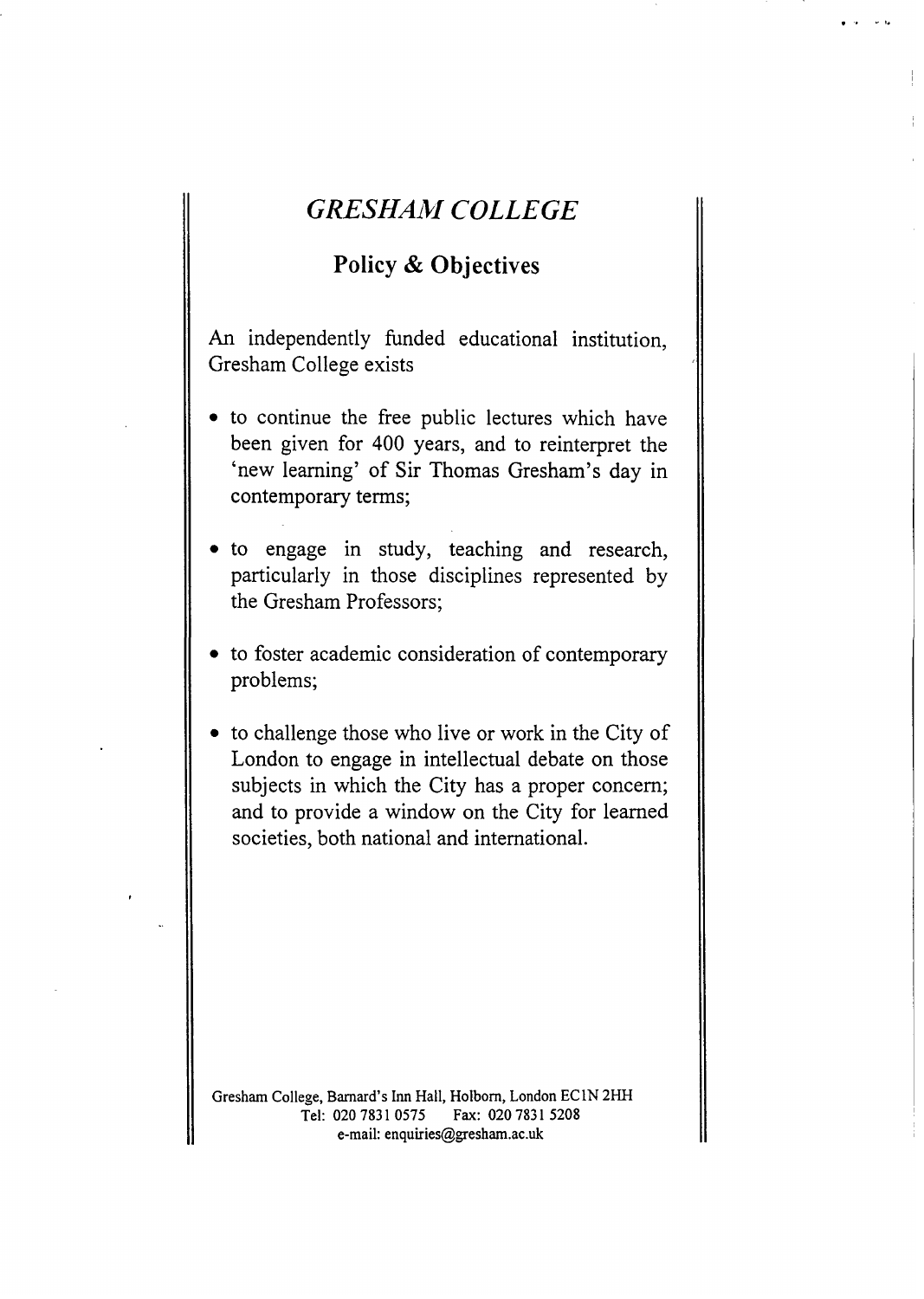# *GRESHAM COLLEGE*

## Policy & Objectives

An independently funded educational institution, Gresham College exists

- to continue the free public lectures which have been given for 400 years, and to reinterpret the 'new learning' of Sir Thomas Gresham's day in contemporary terms;
- to engage in study, teaching and research, particularly in those disciplines represented by the Gresham Professors;
- to foster academic consideration of contemporary problems;
- to challenge those who live or work in the City of London to engage in intellectual debate on those subjects in which the City has a proper concern; and to provide a window on the City for learned societies, both national and international.

Gresham College, Barnard's Inn Hall, Holborn, London EC1N 2HH
Tel: 020 7831 0575 Fax: 020 7831 5208
e-mail: enquiries@gresham.ac.uk